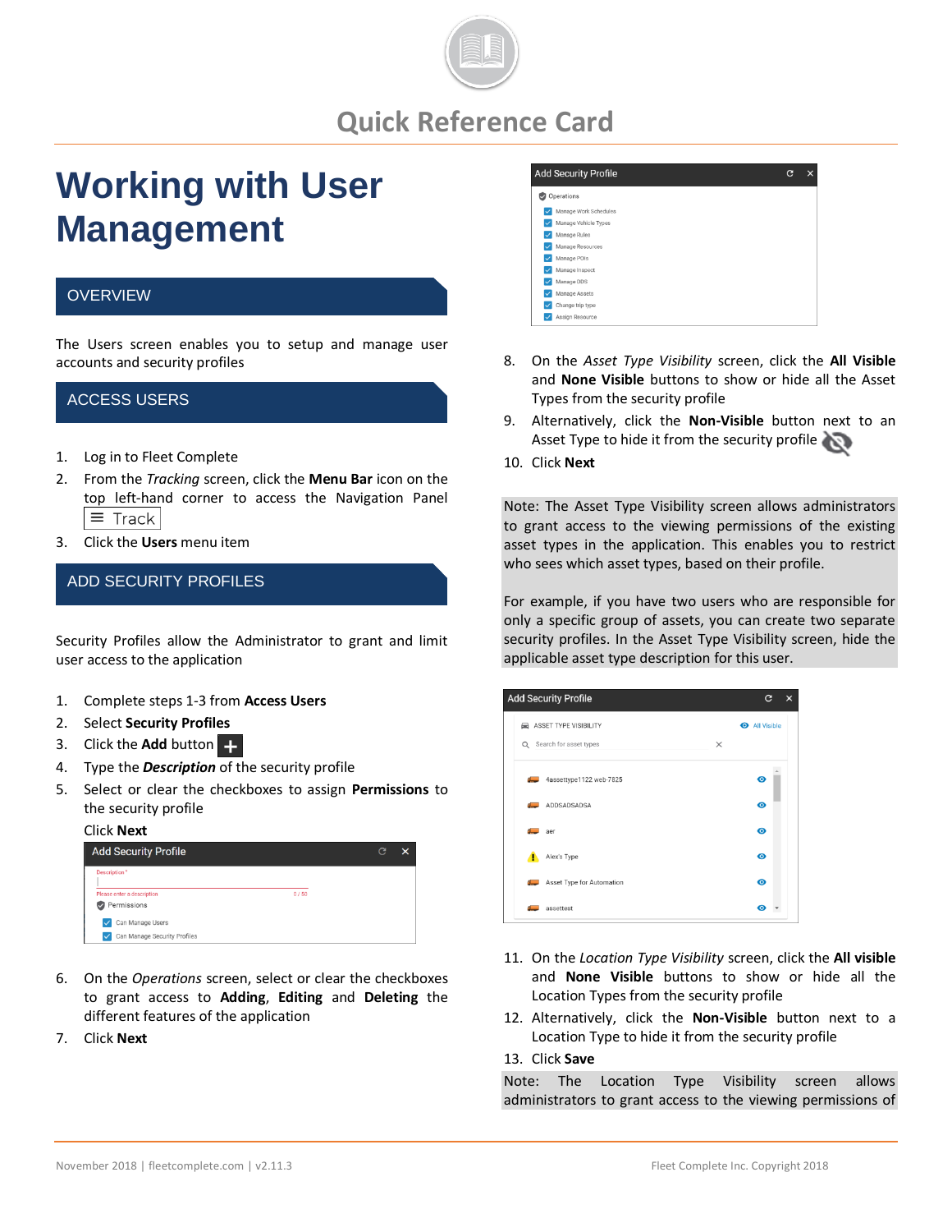# Quick Reference Card

# Working with User Management

## OVERVIEW

The Users screen enables you to setup and manage user accounts and security profiles

## ACCESS USERS

1. Log in to Fleet Complete
2. From the *Tracking* screen, click the **Menu Bar** icon on the top left-hand corner to access the Navigation Panel ≡ Track
3. Click the **Users** menu item

## ADD SECURITY PROFILES

Security Profiles allow the Administrator to grant and limit user access to the application

1. Complete steps 1-3 from **Access Users**
2. Select **Security Profiles**
3. Click the **Add** button
4. Type the ***Description*** of the security profile
5. Select or clear the checkboxes to assign **Permissions** to the security profile

   Click **Next**

6. On the *Operations* screen, select or clear the checkboxes to grant access to **Adding**, **Editing** and **Deleting** the different features of the application
7. Click **Next**
8. On the *Asset Type Visibility* screen, click the **All Visible** and **None Visible** buttons to show or hide all the Asset Types from the security profile
9. Alternatively, click the **Non-Visible** button next to an Asset Type to hide it from the security profile
10. Click **Next**

Note: The Asset Type Visibility screen allows administrators to grant access to the viewing permissions of the existing asset types in the application. This enables you to restrict who sees which asset types, based on their profile.

For example, if you have two users who are responsible for only a specific group of assets, you can create two separate security profiles. In the Asset Type Visibility screen, hide the applicable asset type description for this user.

11. On the *Location Type Visibility* screen, click the **All visible** and **None Visible** buttons to show or hide all the Location Types from the security profile
12. Alternatively, click the **Non-Visible** button next to a Location Type to hide it from the security profile
13. Click **Save**

Note: The Location Type Visibility screen allows administrators to grant access to the viewing permissions of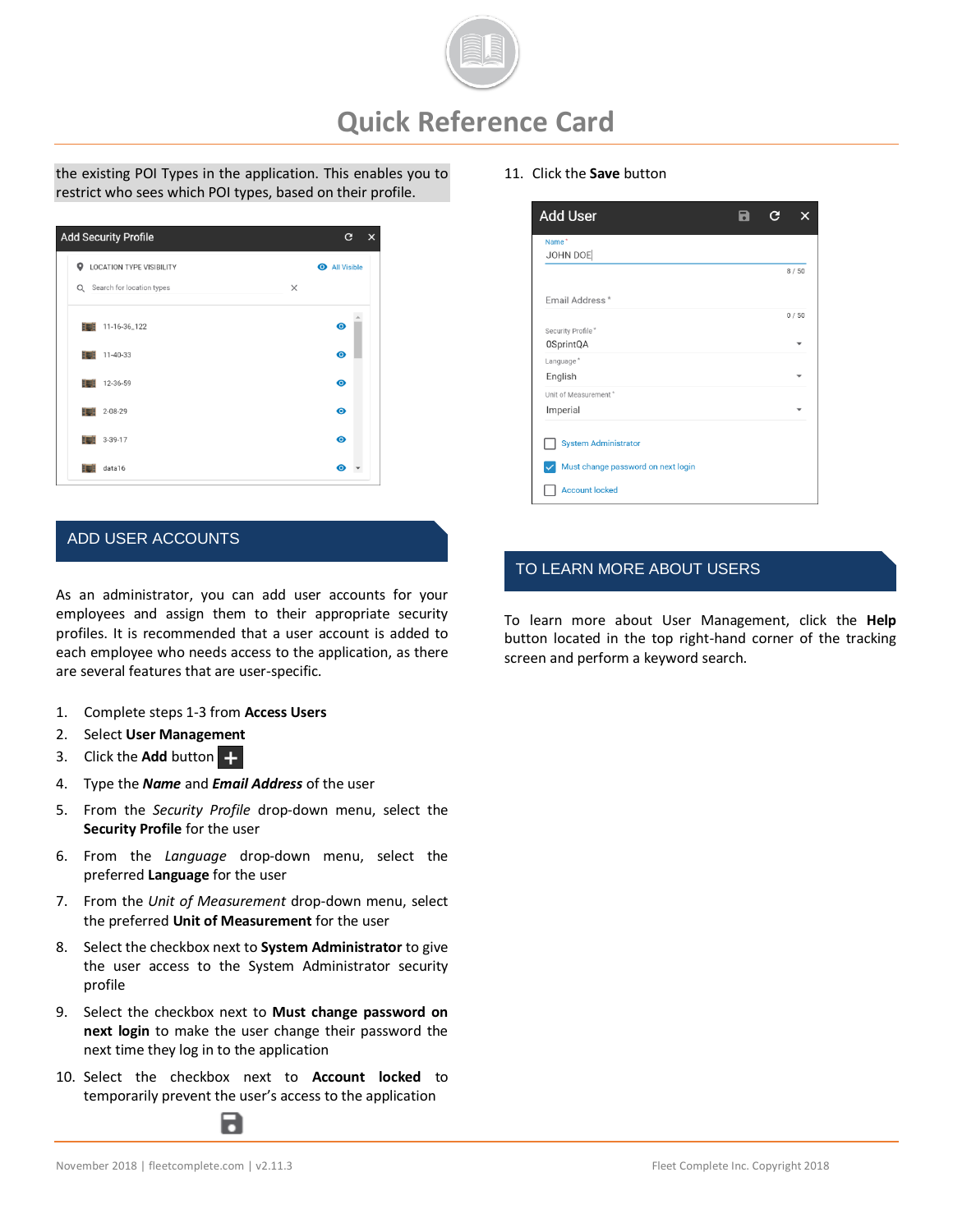the existing POI Types in the application. This enables you to restrict who sees which POI types, based on their profile.

## ADD USER ACCOUNTS

As an administrator, you can add user accounts for your employees and assign them to their appropriate security profiles. It is recommended that a user account is added to each employee who needs access to the application, as there are several features that are user-specific.

1. Complete steps 1-3 from **Access Users**
2. Select **User Management**
3. Click the **Add** button
4. Type the ***Name*** and ***Email Address*** of the user
5. From the *Security Profile* drop-down menu, select the **Security Profile** for the user
6. From the *Language* drop-down menu, select the preferred **Language** for the user
7. From the *Unit of Measurement* drop-down menu, select the preferred **Unit of Measurement** for the user
8. Select the checkbox next to **System Administrator** to give the user access to the System Administrator security profile
9. Select the checkbox next to **Must change password on next login** to make the user change their password the next time they log in to the application
10. Select the checkbox next to **Account locked** to temporarily prevent the user's access to the application
11. Click the **Save** button

## TO LEARN MORE ABOUT USERS

To learn more about User Management, click the **Help** button located in the top right-hand corner of the tracking screen and perform a keyword search.